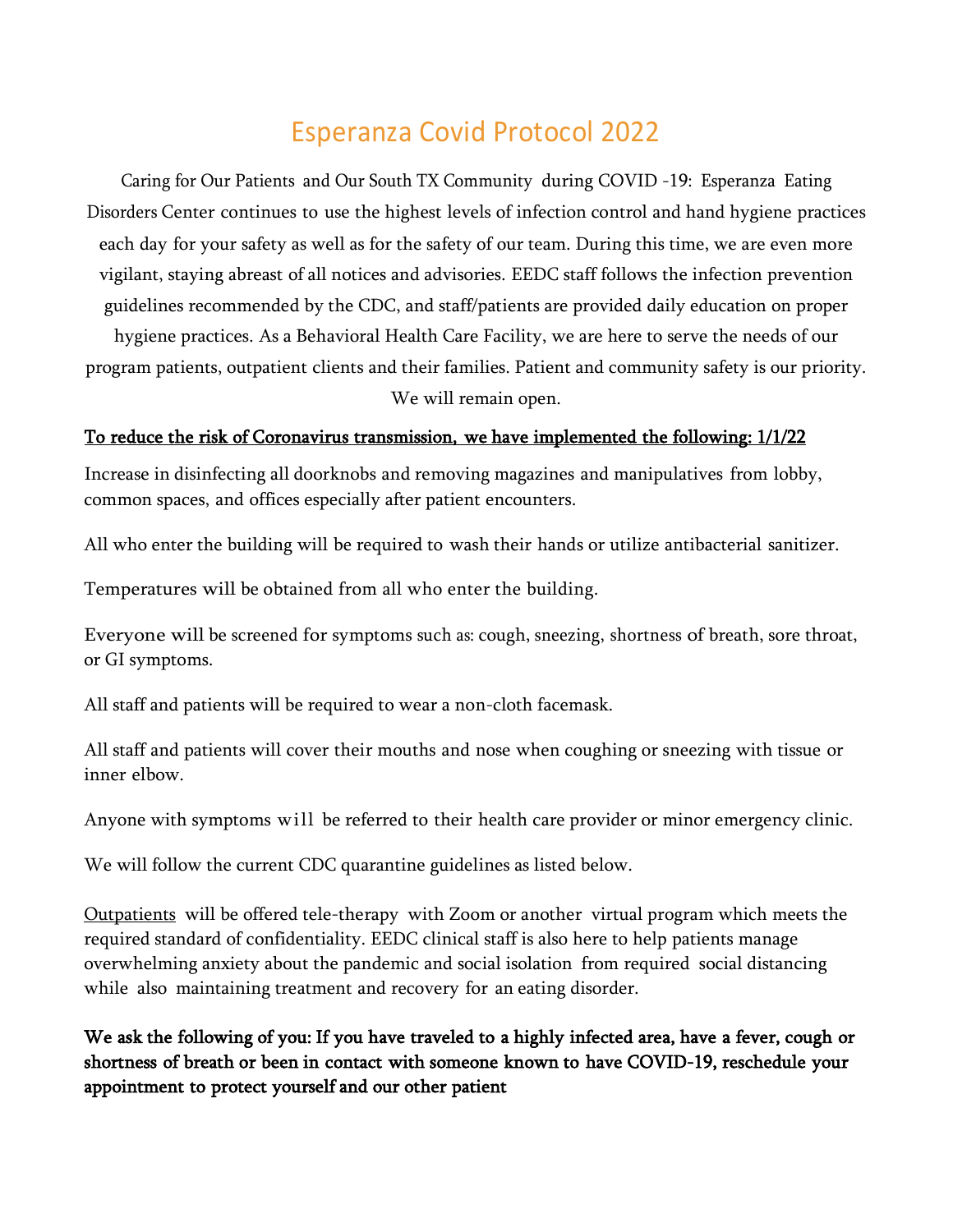# Esperanza Covid Protocol 2022

Caring for Our Patients and Our South TX Community during COVID -19: Esperanza Eating Disorders Center continues to use the highest levels of infection control and hand hygiene practices each day for your safety as well as for the safety of our team. During this time, we are even more vigilant, staying abreast of all notices and advisories. EEDC staff follows the infection prevention guidelines recommended by the CDC, and staff/patients are provided daily education on proper hygiene practices. As a Behavioral Health Care Facility, we are here to serve the needs of our program patients, outpatient clients and their families. Patient and community safety is our priority. We will remain open.

<u>To reduce the risk of Coronavirus transmission, we have implemented the following: 1/1/22</u>

Increase in disinfecting all doorknobs and removing magazines and manipulatives from lobby, common spaces, and offices especially after patient encounters.

All who enter the building will be required to wash their hands or utilize antibacterial sanitizer.

Temperatures will be obtained from all who enter the building.

Everyone will be screened for symptoms such as: cough, sneezing, shortness of breath, sore throat, or GI symptoms.

All staff and patients will be required to wear a non-cloth facemask.

All staff and patients will cover their mouths and nose when coughing or sneezing with tissue or inner elbow.

Anyone with symptoms will be referred to their health care provider or minor emergency clinic.

We will follow the current CDC quarantine guidelines as listed below.

<u>Outpatients</u> will be offered tele-therapy with Zoom or another virtual program which meets the required standard of confidentiality. EEDC clinical staff is also here to help patients manage overwhelming anxiety about the pandemic and social isolation from required social distancing while also maintaining treatment and recovery for an eating disorder.

**We ask the following of you: If you have traveled to a highly infected area, have a fever, cough or shortness of breath or been in contact with someone known to have COVID-19, reschedule your appointment to protect yourself and our other patient**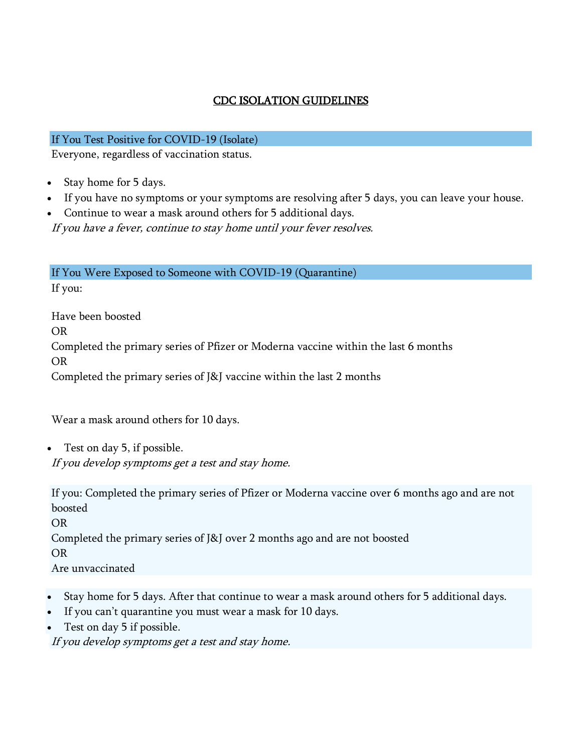# CDC ISOLATION GUIDELINES

## If You Test Positive for COVID-19 (Isolate)

Everyone, regardless of vaccination status.

- Stay home for 5 days.
- If you have no symptoms or your symptoms are resolving after 5 days, you can leave your house.
- Continue to wear a mask around others for 5 additional days.

*If you have a fever, continue to stay home until your fever resolves.*

## If You Were Exposed to Someone with COVID-19 (Quarantine)

If you:

Have been boosted
OR
Completed the primary series of Pfizer or Moderna vaccine within the last 6 months
OR
Completed the primary series of J&J vaccine within the last 2 months

Wear a mask around others for 10 days.

- Test on day 5, if possible.

*If you develop symptoms get a test and stay home.*

If you: Completed the primary series of Pfizer or Moderna vaccine over 6 months ago and are not boosted
OR
Completed the primary series of J&J over 2 months ago and are not boosted
OR
Are unvaccinated

- Stay home for 5 days. After that continue to wear a mask around others for 5 additional days.
- If you can't quarantine you must wear a mask for 10 days.
- Test on day 5 if possible.

*If you develop symptoms get a test and stay home.*